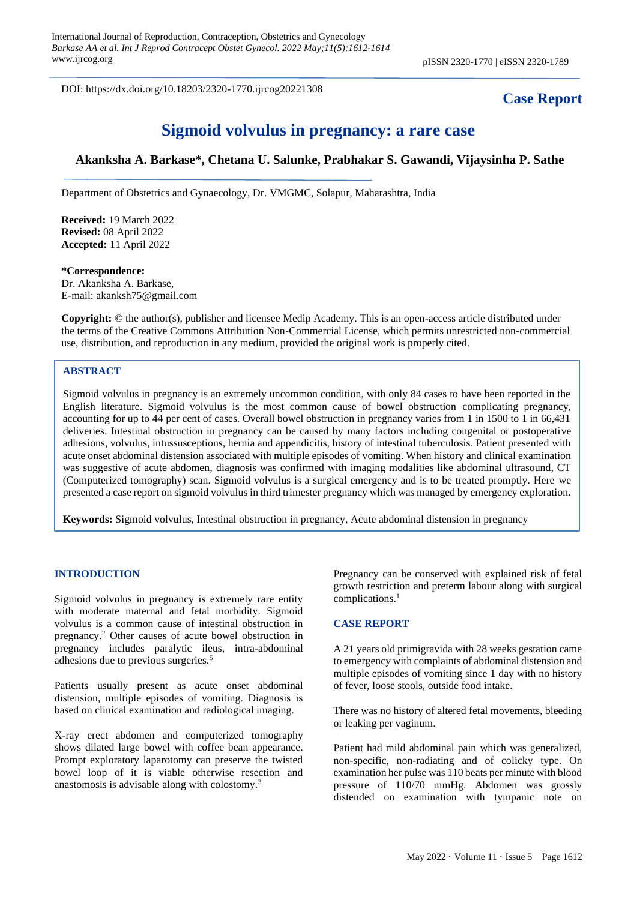DOI: https://dx.doi.org/10.18203/2320-1770.ijrcog20221308

**Case Report**

# Sigmoid volvulus in pregnancy: a rare case

**Akanksha A. Barkase\*, Chetana U. Salunke, Prabhakar S. Gawandi, Vijaysinha P. Sathe**

Department of Obstetrics and Gynaecology, Dr. VMGMC, Solapur, Maharashtra, India

**Received:** 19 March 2022
**Revised:** 08 April 2022
**Accepted:** 11 April 2022

**\*Correspondence:**
Dr. Akanksha A. Barkase,
E-mail: akanksh75@gmail.com

**Copyright:** © the author(s), publisher and licensee Medip Academy. This is an open-access article distributed under the terms of the Creative Commons Attribution Non-Commercial License, which permits unrestricted non-commercial use, distribution, and reproduction in any medium, provided the original work is properly cited.

## ABSTRACT

Sigmoid volvulus in pregnancy is an extremely uncommon condition, with only 84 cases to have been reported in the English literature. Sigmoid volvulus is the most common cause of bowel obstruction complicating pregnancy, accounting for up to 44 per cent of cases. Overall bowel obstruction in pregnancy varies from 1 in 1500 to 1 in 66,431 deliveries. Intestinal obstruction in pregnancy can be caused by many factors including congenital or postoperative adhesions, volvulus, intussusceptions, hernia and appendicitis, history of intestinal tuberculosis. Patient presented with acute onset abdominal distension associated with multiple episodes of vomiting. When history and clinical examination was suggestive of acute abdomen, diagnosis was confirmed with imaging modalities like abdominal ultrasound, CT (Computerized tomography) scan. Sigmoid volvulus is a surgical emergency and is to be treated promptly. Here we presented a case report on sigmoid volvulus in third trimester pregnancy which was managed by emergency exploration.

**Keywords:** Sigmoid volvulus, Intestinal obstruction in pregnancy, Acute abdominal distension in pregnancy

## INTRODUCTION

Sigmoid volvulus in pregnancy is extremely rare entity with moderate maternal and fetal morbidity. Sigmoid volvulus is a common cause of intestinal obstruction in pregnancy.[2] Other causes of acute bowel obstruction in pregnancy includes paralytic ileus, intra-abdominal adhesions due to previous surgeries.[5]

Patients usually present as acute onset abdominal distension, multiple episodes of vomiting. Diagnosis is based on clinical examination and radiological imaging.

X-ray erect abdomen and computerized tomography shows dilated large bowel with coffee bean appearance. Prompt exploratory laparotomy can preserve the twisted bowel loop of it is viable otherwise resection and anastomosis is advisable along with colostomy.[3]

Pregnancy can be conserved with explained risk of fetal growth restriction and preterm labour along with surgical complications.[1]

## CASE REPORT

A 21 years old primigravida with 28 weeks gestation came to emergency with complaints of abdominal distension and multiple episodes of vomiting since 1 day with no history of fever, loose stools, outside food intake.

There was no history of altered fetal movements, bleeding or leaking per vaginum.

Patient had mild abdominal pain which was generalized, non-specific, non-radiating and of colicky type. On examination her pulse was 110 beats per minute with blood pressure of 110/70 mmHg. Abdomen was grossly distended on examination with tympanic note on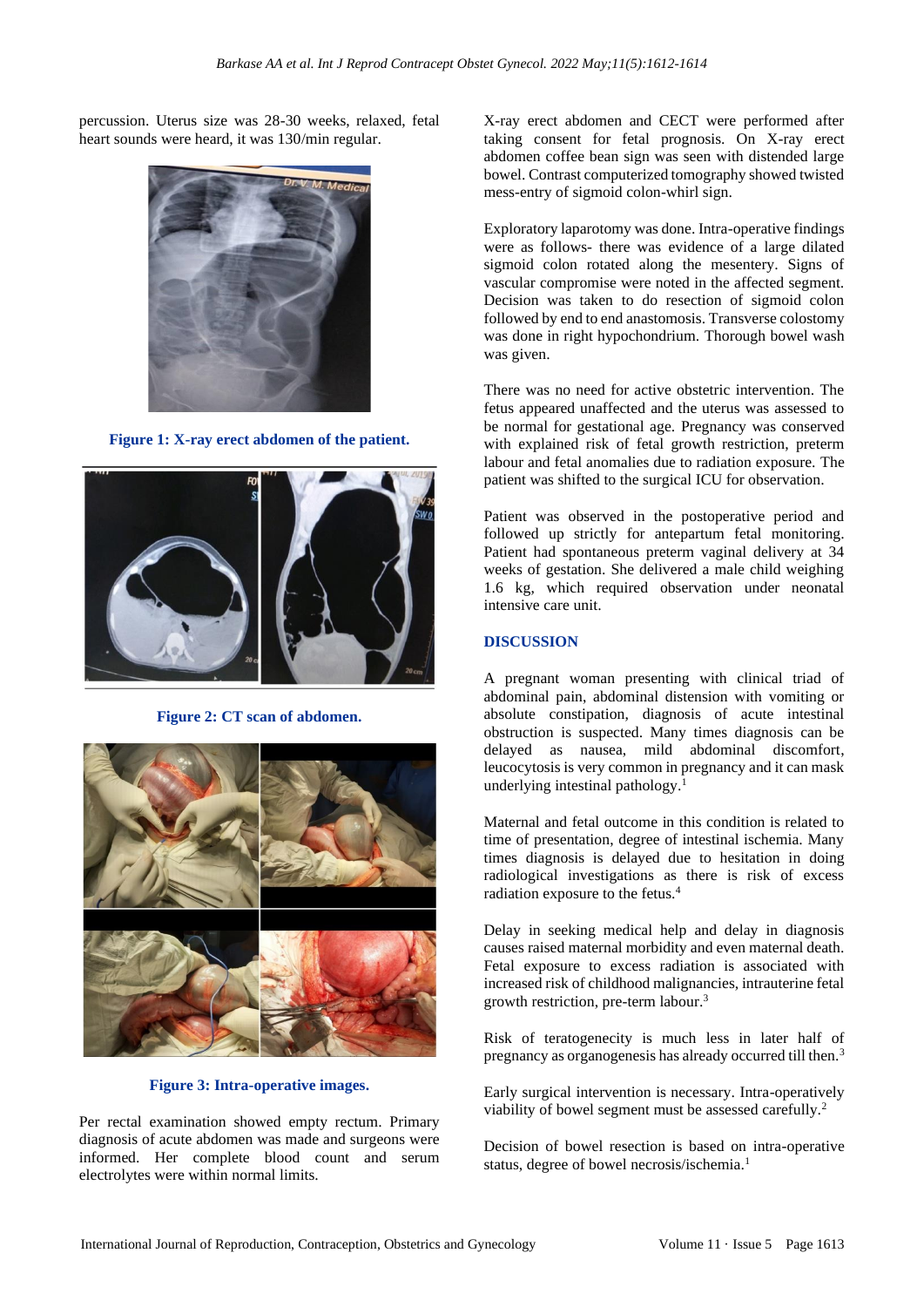percussion. Uterus size was 28-30 weeks, relaxed, fetal heart sounds were heard, it was 130/min regular.

Figure 1: X-ray erect abdomen of the patient.

Figure 2: CT scan of abdomen.

Figure 3: Intra-operative images.

Per rectal examination showed empty rectum. Primary diagnosis of acute abdomen was made and surgeons were informed. Her complete blood count and serum electrolytes were within normal limits.

X-ray erect abdomen and CECT were performed after taking consent for fetal prognosis. On X-ray erect abdomen coffee bean sign was seen with distended large bowel. Contrast computerized tomography showed twisted mess-entry of sigmoid colon-whirl sign.

Exploratory laparotomy was done. Intra-operative findings were as follows- there was evidence of a large dilated sigmoid colon rotated along the mesentery. Signs of vascular compromise were noted in the affected segment. Decision was taken to do resection of sigmoid colon followed by end to end anastomosis. Transverse colostomy was done in right hypochondrium. Thorough bowel wash was given.

There was no need for active obstetric intervention. The fetus appeared unaffected and the uterus was assessed to be normal for gestational age. Pregnancy was conserved with explained risk of fetal growth restriction, preterm labour and fetal anomalies due to radiation exposure. The patient was shifted to the surgical ICU for observation.

Patient was observed in the postoperative period and followed up strictly for antepartum fetal monitoring. Patient had spontaneous preterm vaginal delivery at 34 weeks of gestation. She delivered a male child weighing 1.6 kg, which required observation under neonatal intensive care unit.

## DISCUSSION

A pregnant woman presenting with clinical triad of abdominal pain, abdominal distension with vomiting or absolute constipation, diagnosis of acute intestinal obstruction is suspected. Many times diagnosis can be delayed as nausea, mild abdominal discomfort, leucocytosis is very common in pregnancy and it can mask underlying intestinal pathology.[1]

Maternal and fetal outcome in this condition is related to time of presentation, degree of intestinal ischemia. Many times diagnosis is delayed due to hesitation in doing radiological investigations as there is risk of excess radiation exposure to the fetus.[4]

Delay in seeking medical help and delay in diagnosis causes raised maternal morbidity and even maternal death. Fetal exposure to excess radiation is associated with increased risk of childhood malignancies, intrauterine fetal growth restriction, pre-term labour.[3]

Risk of teratogenecity is much less in later half of pregnancy as organogenesis has already occurred till then.[3]

Early surgical intervention is necessary. Intra-operatively viability of bowel segment must be assessed carefully.[2]

Decision of bowel resection is based on intra-operative status, degree of bowel necrosis/ischemia.[1]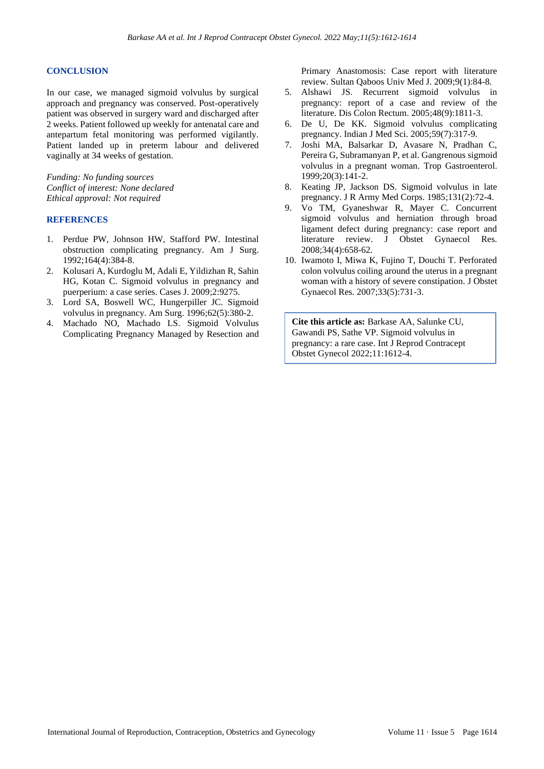## CONCLUSION

In our case, we managed sigmoid volvulus by surgical approach and pregnancy was conserved. Post-operatively patient was observed in surgery ward and discharged after 2 weeks. Patient followed up weekly for antenatal care and antepartum fetal monitoring was performed vigilantly. Patient landed up in preterm labour and delivered vaginally at 34 weeks of gestation.

*Funding: No funding sources*
*Conflict of interest: None declared*
*Ethical approval: Not required*

## REFERENCES

1. Perdue PW, Johnson HW, Stafford PW. Intestinal obstruction complicating pregnancy. Am J Surg. 1992;164(4):384-8.
2. Kolusari A, Kurdoglu M, Adali E, Yildizhan R, Sahin HG, Kotan C. Sigmoid volvulus in pregnancy and puerperium: a case series. Cases J. 2009;2:9275.
3. Lord SA, Boswell WC, Hungerpiller JC. Sigmoid volvulus in pregnancy. Am Surg. 1996;62(5):380-2.
4. Machado NO, Machado LS. Sigmoid Volvulus Complicating Pregnancy Managed by Resection and Primary Anastomosis: Case report with literature review. Sultan Qaboos Univ Med J. 2009;9(1):84-8.
5. Alshawi JS. Recurrent sigmoid volvulus in pregnancy: report of a case and review of the literature. Dis Colon Rectum. 2005;48(9):1811-3.
6. De U, De KK. Sigmoid volvulus complicating pregnancy. Indian J Med Sci. 2005;59(7):317-9.
7. Joshi MA, Balsarkar D, Avasare N, Pradhan C, Pereira G, Subramanyan P, et al. Gangrenous sigmoid volvulus in a pregnant woman. Trop Gastroenterol. 1999;20(3):141-2.
8. Keating JP, Jackson DS. Sigmoid volvulus in late pregnancy. J R Army Med Corps. 1985;131(2):72-4.
9. Vo TM, Gyaneshwar R, Mayer C. Concurrent sigmoid volvulus and herniation through broad ligament defect during pregnancy: case report and literature review. J Obstet Gynaecol Res. 2008;34(4):658-62.
10. Iwamoto I, Miwa K, Fujino T, Douchi T. Perforated colon volvulus coiling around the uterus in a pregnant woman with a history of severe constipation. J Obstet Gynaecol Res. 2007;33(5):731-3.

**Cite this article as:** Barkase AA, Salunke CU, Gawandi PS, Sathe VP. Sigmoid volvulus in pregnancy: a rare case. Int J Reprod Contracept Obstet Gynecol 2022;11:1612-4.